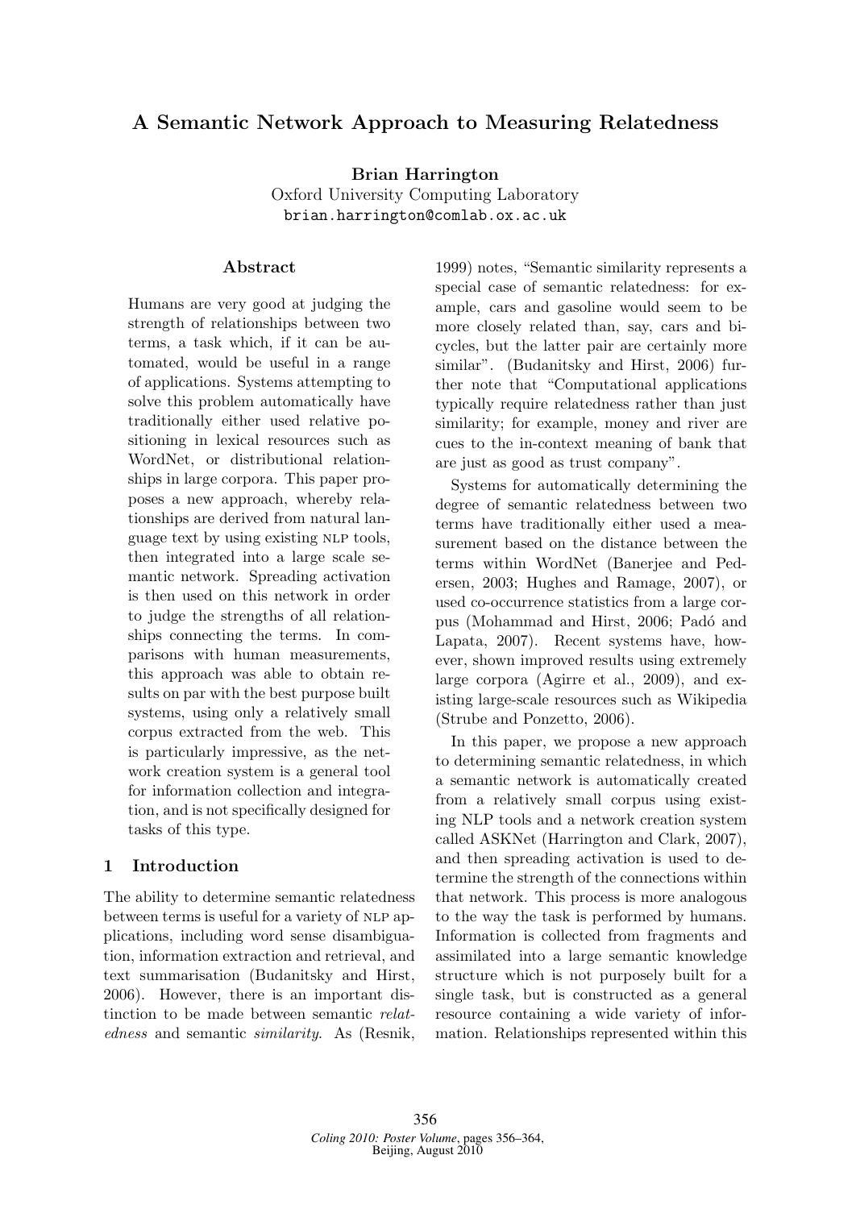# A Semantic Network Approach to Measuring Relatedness

**Brian Harrington**
Oxford University Computing Laboratory
brian.harrington@comlab.ox.ac.uk

## Abstract

Humans are very good at judging the strength of relationships between two terms, a task which, if it can be automated, would be useful in a range of applications. Systems attempting to solve this problem automatically have traditionally either used relative positioning in lexical resources such as WordNet, or distributional relationships in large corpora. This paper proposes a new approach, whereby relationships are derived from natural language text by using existing NLP tools, then integrated into a large scale semantic network. Spreading activation is then used on this network in order to judge the strengths of all relationships connecting the terms. In comparisons with human measurements, this approach was able to obtain results on par with the best purpose built systems, using only a relatively small corpus extracted from the web. This is particularly impressive, as the network creation system is a general tool for information collection and integration, and is not specifically designed for tasks of this type.

## 1 Introduction

The ability to determine semantic relatedness between terms is useful for a variety of NLP applications, including word sense disambiguation, information extraction and retrieval, and text summarisation (Budanitsky and Hirst, 2006). However, there is an important distinction to be made between semantic *relatedness* and semantic *similarity*. As (Resnik, 1999) notes, "Semantic similarity represents a special case of semantic relatedness: for example, cars and gasoline would seem to be more closely related than, say, cars and bicycles, but the latter pair are certainly more similar". (Budanitsky and Hirst, 2006) further note that "Computational applications typically require relatedness rather than just similarity; for example, money and river are cues to the in-context meaning of bank that are just as good as trust company".

Systems for automatically determining the degree of semantic relatedness between two terms have traditionally either used a measurement based on the distance between the terms within WordNet (Banerjee and Pedersen, 2003; Hughes and Ramage, 2007), or used co-occurrence statistics from a large corpus (Mohammad and Hirst, 2006; Padó and Lapata, 2007). Recent systems have, however, shown improved results using extremely large corpora (Agirre et al., 2009), and existing large-scale resources such as Wikipedia (Strube and Ponzetto, 2006).

In this paper, we propose a new approach to determining semantic relatedness, in which a semantic network is automatically created from a relatively small corpus using existing NLP tools and a network creation system called ASKNet (Harrington and Clark, 2007), and then spreading activation is used to determine the strength of the connections within that network. This process is more analogous to the way the task is performed by humans. Information is collected from fragments and assimilated into a large semantic knowledge structure which is not purposely built for a single task, but is constructed as a general resource containing a wide variety of information. Relationships represented within this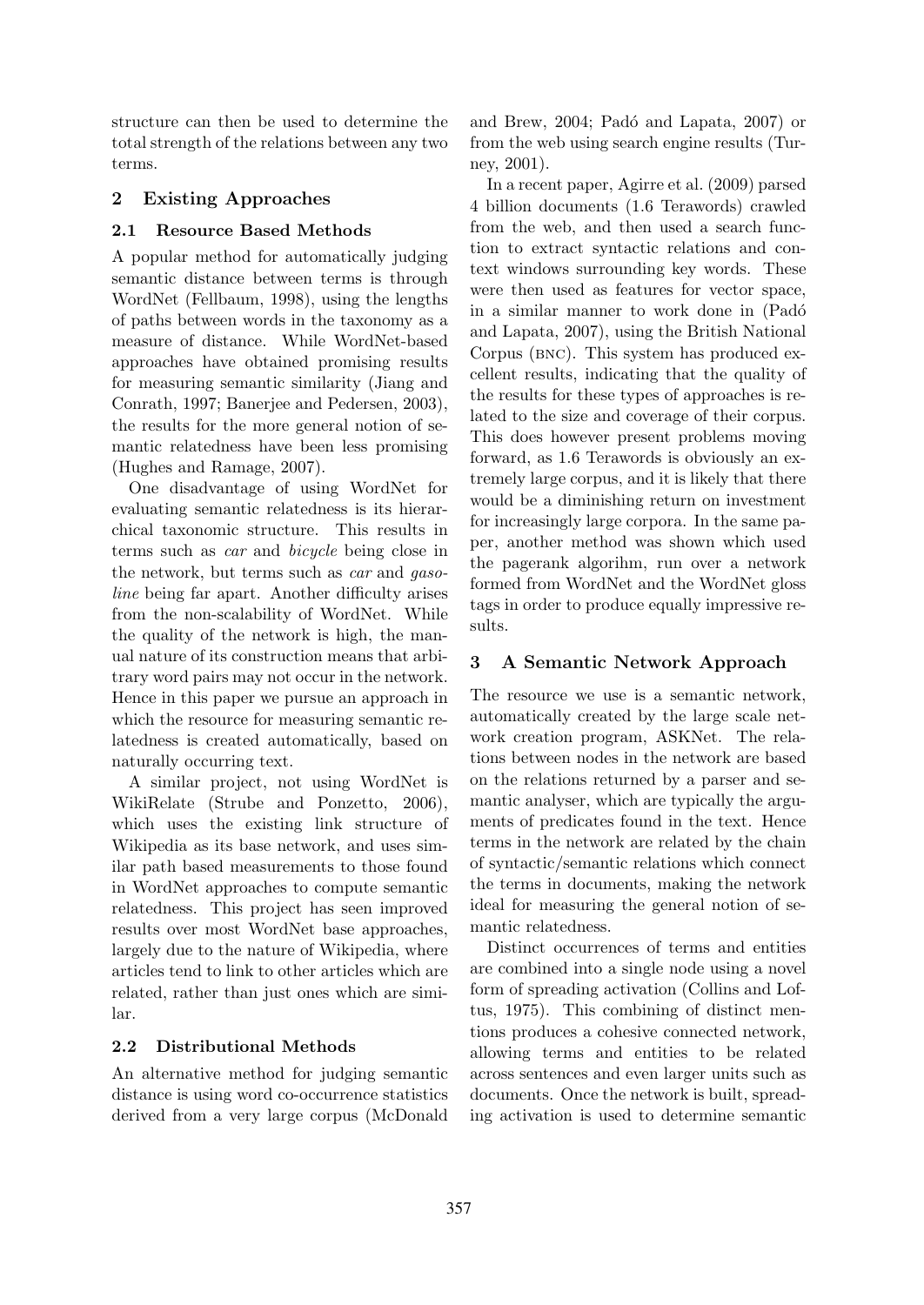structure can then be used to determine the total strength of the relations between any two terms.

## 2 Existing Approaches

### 2.1 Resource Based Methods

A popular method for automatically judging semantic distance between terms is through WordNet (Fellbaum, 1998), using the lengths of paths between words in the taxonomy as a measure of distance. While WordNet-based approaches have obtained promising results for measuring semantic similarity (Jiang and Conrath, 1997; Banerjee and Pedersen, 2003), the results for the more general notion of semantic relatedness have been less promising (Hughes and Ramage, 2007).

One disadvantage of using WordNet for evaluating semantic relatedness is its hierarchical taxonomic structure. This results in terms such as *car* and *bicycle* being close in the network, but terms such as *car* and *gasoline* being far apart. Another difficulty arises from the non-scalability of WordNet. While the quality of the network is high, the manual nature of its construction means that arbitrary word pairs may not occur in the network. Hence in this paper we pursue an approach in which the resource for measuring semantic relatedness is created automatically, based on naturally occurring text.

A similar project, not using WordNet is WikiRelate (Strube and Ponzetto, 2006), which uses the existing link structure of Wikipedia as its base network, and uses similar path based measurements to those found in WordNet approaches to compute semantic relatedness. This project has seen improved results over most WordNet base approaches, largely due to the nature of Wikipedia, where articles tend to link to other articles which are related, rather than just ones which are similar.

### 2.2 Distributional Methods

An alternative method for judging semantic distance is using word co-occurrence statistics derived from a very large corpus (McDonald and Brew, 2004; Padó and Lapata, 2007) or from the web using search engine results (Turney, 2001).

In a recent paper, Agirre et al. (2009) parsed 4 billion documents (1.6 Terawords) crawled from the web, and then used a search function to extract syntactic relations and context windows surrounding key words. These were then used as features for vector space, in a similar manner to work done in (Padó and Lapata, 2007), using the British National Corpus (BNC). This system has produced excellent results, indicating that the quality of the results for these types of approaches is related to the size and coverage of their corpus. This does however present problems moving forward, as 1.6 Terawords is obviously an extremely large corpus, and it is likely that there would be a diminishing return on investment for increasingly large corpora. In the same paper, another method was shown which used the pagerank algorihm, run over a network formed from WordNet and the WordNet gloss tags in order to produce equally impressive results.

## 3 A Semantic Network Approach

The resource we use is a semantic network, automatically created by the large scale network creation program, ASKNet. The relations between nodes in the network are based on the relations returned by a parser and semantic analyser, which are typically the arguments of predicates found in the text. Hence terms in the network are related by the chain of syntactic/semantic relations which connect the terms in documents, making the network ideal for measuring the general notion of semantic relatedness.

Distinct occurrences of terms and entities are combined into a single node using a novel form of spreading activation (Collins and Loftus, 1975). This combining of distinct mentions produces a cohesive connected network, allowing terms and entities to be related across sentences and even larger units such as documents. Once the network is built, spreading activation is used to determine semantic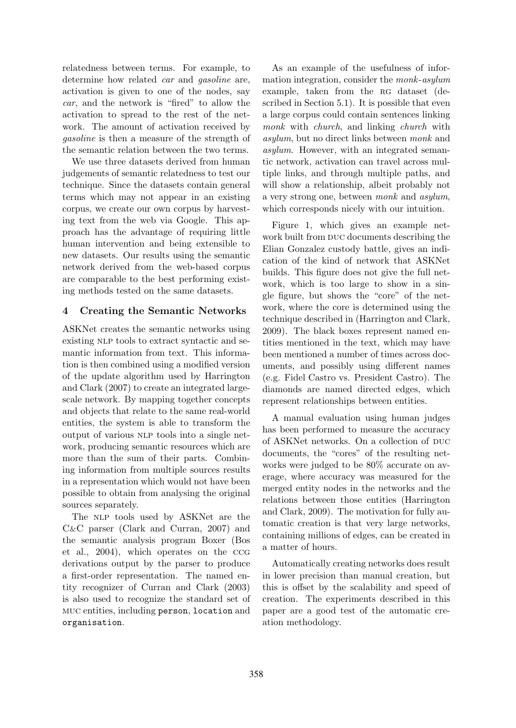relatedness between terms. For example, to determine how related *car* and *gasoline* are, activation is given to one of the nodes, say *car*, and the network is "fired" to allow the activation to spread to the rest of the network. The amount of activation received by *gasoline* is then a measure of the strength of the semantic relation between the two terms.

We use three datasets derived from human judgements of semantic relatedness to test our technique. Since the datasets contain general terms which may not appear in an existing corpus, we create our own corpus by harvesting text from the web via Google. This approach has the advantage of requiring little human intervention and being extensible to new datasets. Our results using the semantic network derived from the web-based corpus are comparable to the best performing existing methods tested on the same datasets.

## 4 Creating the Semantic Networks

ASKNet creates the semantic networks using existing NLP tools to extract syntactic and semantic information from text. This information is then combined using a modified version of the update algorithm used by Harrington and Clark (2007) to create an integrated large-scale network. By mapping together concepts and objects that relate to the same real-world entities, the system is able to transform the output of various NLP tools into a single network, producing semantic resources which are more than the sum of their parts. Combining information from multiple sources results in a representation which would not have been possible to obtain from analysing the original sources separately.

The NLP tools used by ASKNet are the C&C parser (Clark and Curran, 2007) and the semantic analysis program Boxer (Bos et al., 2004), which operates on the CCG derivations output by the parser to produce a first-order representation. The named entity recognizer of Curran and Clark (2003) is also used to recognize the standard set of MUC entities, including `person`, `location` and `organisation`.

As an example of the usefulness of information integration, consider the *monk-asylum* example, taken from the RG dataset (described in Section 5.1). It is possible that even a large corpus could contain sentences linking *monk* with *church*, and linking *church* with *asylum*, but no direct links between *monk* and *asylum*. However, with an integrated semantic network, activation can travel across multiple links, and through multiple paths, and will show a relationship, albeit probably not a very strong one, between *monk* and *asylum*, which corresponds nicely with our intuition.

Figure 1, which gives an example network built from DUC documents describing the Elian Gonzalez custody battle, gives an indication of the kind of network that ASKNet builds. This figure does not give the full network, which is too large to show in a single figure, but shows the "core" of the network, where the core is determined using the technique described in (Harrington and Clark, 2009). The black boxes represent named entities mentioned in the text, which may have been mentioned a number of times across documents, and possibly using different names (e.g. Fidel Castro vs. President Castro). The diamonds are named directed edges, which represent relationships between entities.

A manual evaluation using human judges has been performed to measure the accuracy of ASKNet networks. On a collection of DUC documents, the "cores" of the resulting networks were judged to be 80% accurate on average, where accuracy was measured for the merged entity nodes in the networks and the relations between those entities (Harrington and Clark, 2009). The motivation for fully automatic creation is that very large networks, containing millions of edges, can be created in a matter of hours.

Automatically creating networks does result in lower precision than manual creation, but this is offset by the scalability and speed of creation. The experiments described in this paper are a good test of the automatic creation methodology.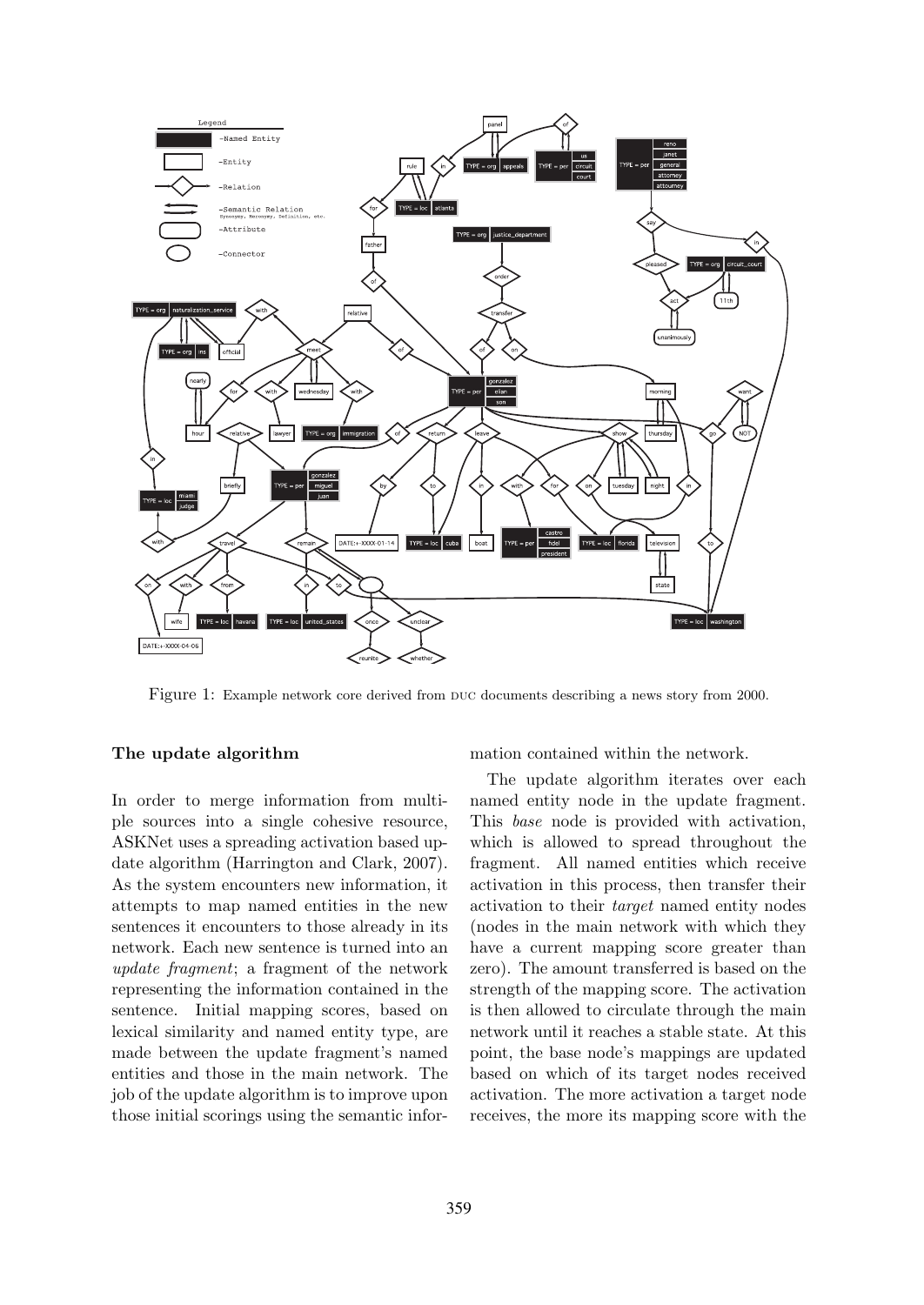Figure 1: Example network core derived from DUC documents describing a news story from 2000.

### The update algorithm

In order to merge information from multiple sources into a single cohesive resource, ASKNet uses a spreading activation based update algorithm (Harrington and Clark, 2007). As the system encounters new information, it attempts to map named entities in the new sentences it encounters to those already in its network. Each new sentence is turned into an *update fragment*; a fragment of the network representing the information contained in the sentence. Initial mapping scores, based on lexical similarity and named entity type, are made between the update fragment's named entities and those in the main network. The job of the update algorithm is to improve upon those initial scorings using the semantic information contained within the network.

The update algorithm iterates over each named entity node in the update fragment. This *base* node is provided with activation, which is allowed to spread throughout the fragment. All named entities which receive activation in this process, then transfer their activation to their *target* named entity nodes (nodes in the main network with which they have a current mapping score greater than zero). The amount transferred is based on the strength of the mapping score. The activation is then allowed to circulate through the main network until it reaches a stable state. At this point, the base node's mappings are updated based on which of its target nodes received activation. The more activation a target node receives, the more its mapping score with the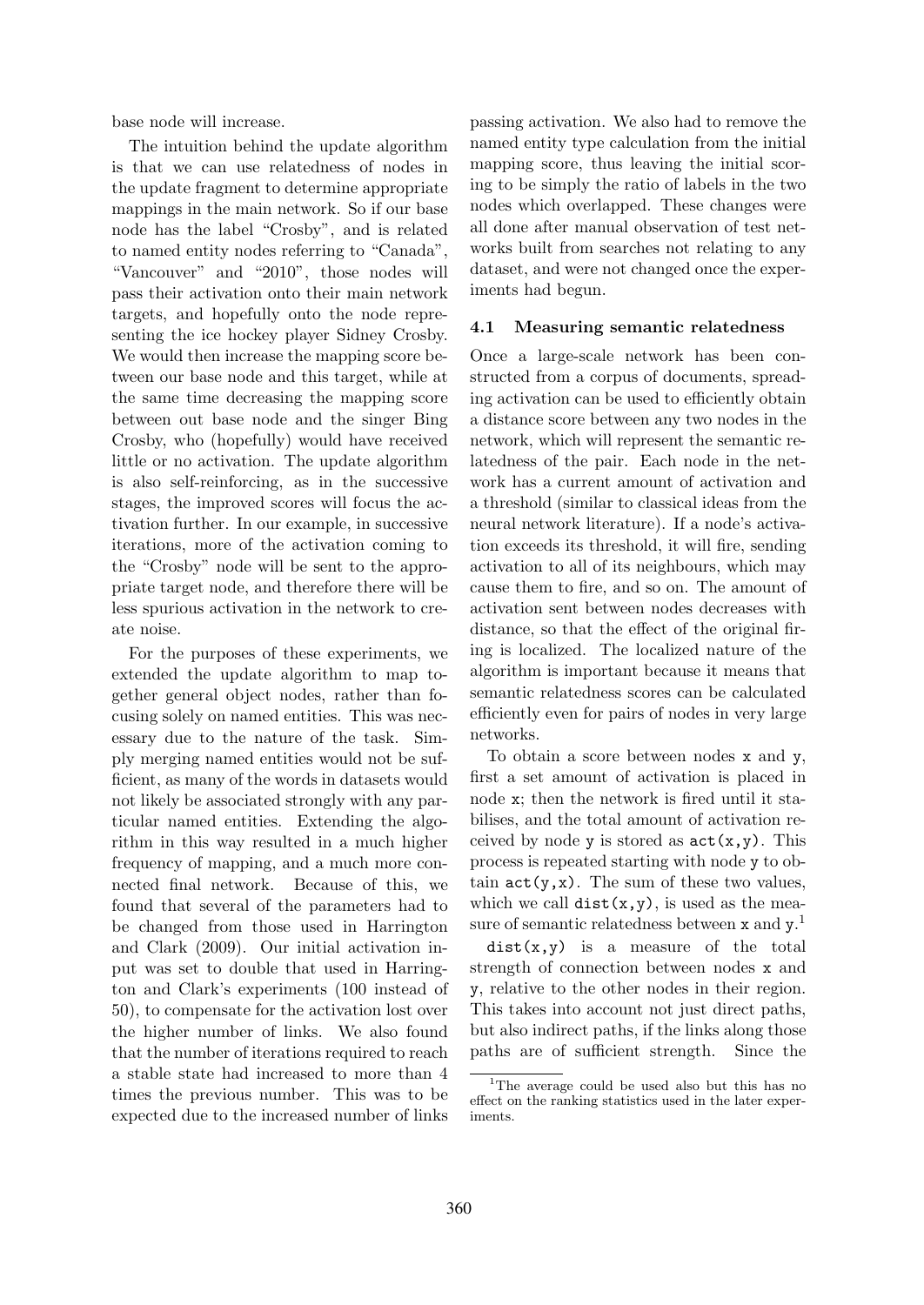base node will increase.

The intuition behind the update algorithm is that we can use relatedness of nodes in the update fragment to determine appropriate mappings in the main network. So if our base node has the label "Crosby", and is related to named entity nodes referring to "Canada", "Vancouver" and "2010", those nodes will pass their activation onto their main network targets, and hopefully onto the node representing the ice hockey player Sidney Crosby. We would then increase the mapping score between our base node and this target, while at the same time decreasing the mapping score between out base node and the singer Bing Crosby, who (hopefully) would have received little or no activation. The update algorithm is also self-reinforcing, as in the successive stages, the improved scores will focus the activation further. In our example, in successive iterations, more of the activation coming to the "Crosby" node will be sent to the appropriate target node, and therefore there will be less spurious activation in the network to create noise.

For the purposes of these experiments, we extended the update algorithm to map together general object nodes, rather than focusing solely on named entities. This was necessary due to the nature of the task. Simply merging named entities would not be sufficient, as many of the words in datasets would not likely be associated strongly with any particular named entities. Extending the algorithm in this way resulted in a much higher frequency of mapping, and a much more connected final network. Because of this, we found that several of the parameters had to be changed from those used in Harrington and Clark (2009). Our initial activation input was set to double that used in Harrington and Clark's experiments (100 instead of 50), to compensate for the activation lost over the higher number of links. We also found that the number of iterations required to reach a stable state had increased to more than 4 times the previous number. This was to be expected due to the increased number of links passing activation. We also had to remove the named entity type calculation from the initial mapping score, thus leaving the initial scoring to be simply the ratio of labels in the two nodes which overlapped. These changes were all done after manual observation of test networks built from searches not relating to any dataset, and were not changed once the experiments had begun.

### 4.1 Measuring semantic relatedness

Once a large-scale network has been constructed from a corpus of documents, spreading activation can be used to efficiently obtain a distance score between any two nodes in the network, which will represent the semantic relatedness of the pair. Each node in the network has a current amount of activation and a threshold (similar to classical ideas from the neural network literature). If a node's activation exceeds its threshold, it will fire, sending activation to all of its neighbours, which may cause them to fire, and so on. The amount of activation sent between nodes decreases with distance, so that the effect of the original firing is localized. The localized nature of the algorithm is important because it means that semantic relatedness scores can be calculated efficiently even for pairs of nodes in very large networks.

To obtain a score between nodes `x` and `y`, first a set amount of activation is placed in node `x`; then the network is fired until it stabilises, and the total amount of activation received by node `y` is stored as `act(x,y)`. This process is repeated starting with node `y` to obtain `act(y,x)`. The sum of these two values, which we call `dist(x,y)`, is used as the measure of semantic relatedness between `x` and `y`.[1]

`dist(x,y)` is a measure of the total strength of connection between nodes `x` and `y`, relative to the other nodes in their region. This takes into account not just direct paths, but also indirect paths, if the links along those paths are of sufficient strength. Since the

[1] The average could be used also but this has no effect on the ranking statistics used in the later experiments.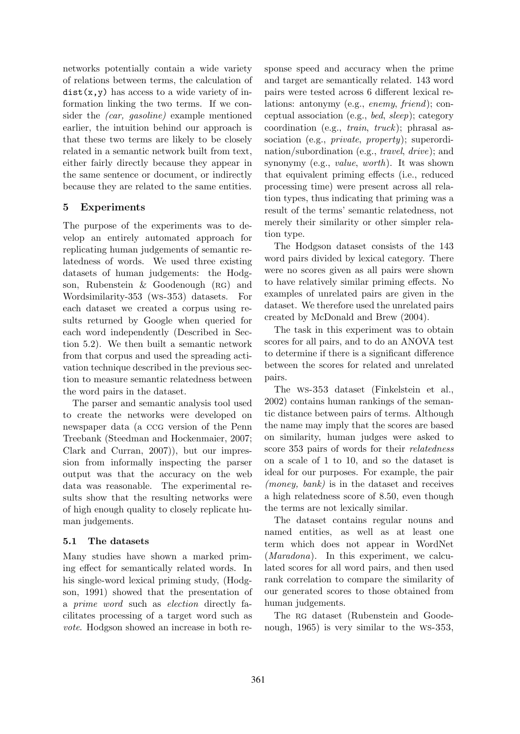networks potentially contain a wide variety of relations between terms, the calculation of `dist(x,y)` has access to a wide variety of information linking the two terms. If we consider the *(car, gasoline)* example mentioned earlier, the intuition behind our approach is that these two terms are likely to be closely related in a semantic network built from text, either fairly directly because they appear in the same sentence or document, or indirectly because they are related to the same entities.

## 5 Experiments

The purpose of the experiments was to develop an entirely automated approach for replicating human judgements of semantic relatedness of words. We used three existing datasets of human judgements: the Hodgson, Rubenstein & Goodenough (RG) and Wordsimilarity-353 (WS-353) datasets. For each dataset we created a corpus using results returned by Google when queried for each word independently (Described in Section 5.2). We then built a semantic network from that corpus and used the spreading activation technique described in the previous section to measure semantic relatedness between the word pairs in the dataset.

The parser and semantic analysis tool used to create the networks were developed on newspaper data (a CCG version of the Penn Treebank (Steedman and Hockenmaier, 2007; Clark and Curran, 2007)), but our impression from informally inspecting the parser output was that the accuracy on the web data was reasonable. The experimental results show that the resulting networks were of high enough quality to closely replicate human judgements.

### 5.1 The datasets

Many studies have shown a marked priming effect for semantically related words. In his single-word lexical priming study, (Hodgson, 1991) showed that the presentation of a *prime word* such as *election* directly facilitates processing of a target word such as *vote*. Hodgson showed an increase in both response speed and accuracy when the prime and target are semantically related. 143 word pairs were tested across 6 different lexical relations: antonymy (e.g., *enemy*, *friend*); conceptual association (e.g., *bed*, *sleep*); category coordination (e.g., *train*, *truck*); phrasal association (e.g., *private*, *property*); superordination/subordination (e.g., *travel*, *drive*); and synonymy (e.g., *value*, *worth*). It was shown that equivalent priming effects (i.e., reduced processing time) were present across all relation types, thus indicating that priming was a result of the terms' semantic relatedness, not merely their similarity or other simpler relation type.

The Hodgson dataset consists of the 143 word pairs divided by lexical category. There were no scores given as all pairs were shown to have relatively similar priming effects. No examples of unrelated pairs are given in the dataset. We therefore used the unrelated pairs created by McDonald and Brew (2004).

The task in this experiment was to obtain scores for all pairs, and to do an ANOVA test to determine if there is a significant difference between the scores for related and unrelated pairs.

The WS-353 dataset (Finkelstein et al., 2002) contains human rankings of the semantic distance between pairs of terms. Although the name may imply that the scores are based on similarity, human judges were asked to score 353 pairs of words for their *relatedness* on a scale of 1 to 10, and so the dataset is ideal for our purposes. For example, the pair *(money, bank)* is in the dataset and receives a high relatedness score of 8.50, even though the terms are not lexically similar.

The dataset contains regular nouns and named entities, as well as at least one term which does not appear in WordNet (*Maradona*). In this experiment, we calculated scores for all word pairs, and then used rank correlation to compare the similarity of our generated scores to those obtained from human judgements.

The RG dataset (Rubenstein and Goodenough, 1965) is very similar to the WS-353,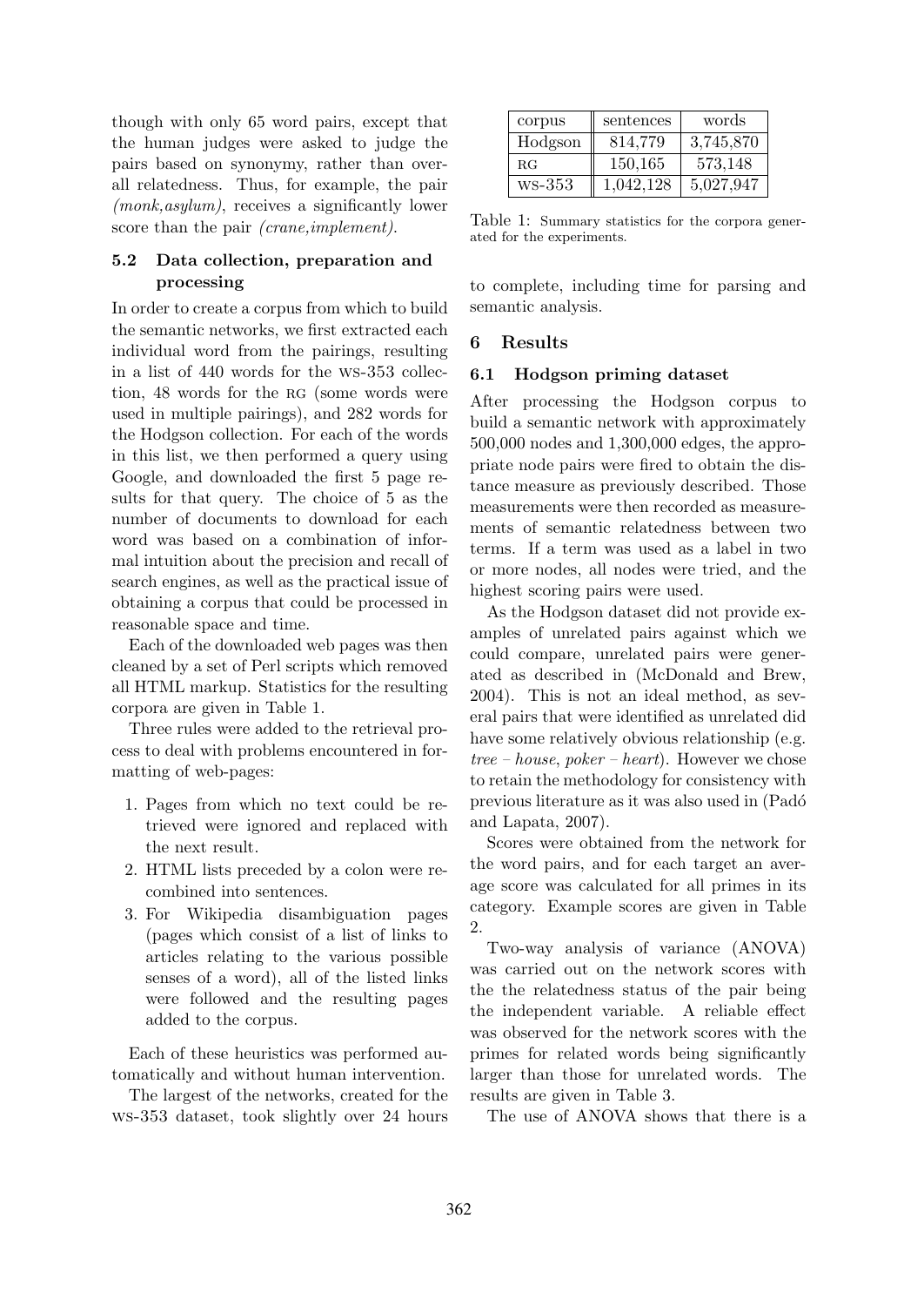though with only 65 word pairs, except that the human judges were asked to judge the pairs based on synonymy, rather than overall relatedness. Thus, for example, the pair *(monk,asylum)*, receives a significantly lower score than the pair *(crane,implement)*.

### 5.2 Data collection, preparation and processing

In order to create a corpus from which to build the semantic networks, we first extracted each individual word from the pairings, resulting in a list of 440 words for the WS-353 collection, 48 words for the RG (some words were used in multiple pairings), and 282 words for the Hodgson collection. For each of the words in this list, we then performed a query using Google, and downloaded the first 5 page results for that query. The choice of 5 as the number of documents to download for each word was based on a combination of informal intuition about the precision and recall of search engines, as well as the practical issue of obtaining a corpus that could be processed in reasonable space and time.

Each of the downloaded web pages was then cleaned by a set of Perl scripts which removed all HTML markup. Statistics for the resulting corpora are given in Table 1.

Three rules were added to the retrieval process to deal with problems encountered in formatting of web-pages:

1. Pages from which no text could be retrieved were ignored and replaced with the next result.
2. HTML lists preceded by a colon were recombined into sentences.
3. For Wikipedia disambiguation pages (pages which consist of a list of links to articles relating to the various possible senses of a word), all of the listed links were followed and the resulting pages added to the corpus.

Each of these heuristics was performed automatically and without human intervention.

The largest of the networks, created for the WS-353 dataset, took slightly over 24 hours to complete, including time for parsing and semantic analysis.

| corpus | sentences | words |
|---|---|---|
| Hodgson | 814,779 | 3,745,870 |
| RG | 150,165 | 573,148 |
| WS-353 | 1,042,128 | 5,027,947 |

Table 1: Summary statistics for the corpora generated for the experiments.

## 6 Results

### 6.1 Hodgson priming dataset

After processing the Hodgson corpus to build a semantic network with approximately 500,000 nodes and 1,300,000 edges, the appropriate node pairs were fired to obtain the distance measure as previously described. Those measurements were then recorded as measurements of semantic relatedness between two terms. If a term was used as a label in two or more nodes, all nodes were tried, and the highest scoring pairs were used.

As the Hodgson dataset did not provide examples of unrelated pairs against which we could compare, unrelated pairs were generated as described in (McDonald and Brew, 2004). This is not an ideal method, as several pairs that were identified as unrelated did have some relatively obvious relationship (e.g. *tree – house*, *poker – heart*). However we chose to retain the methodology for consistency with previous literature as it was also used in (Padó and Lapata, 2007).

Scores were obtained from the network for the word pairs, and for each target an average score was calculated for all primes in its category. Example scores are given in Table 2.

Two-way analysis of variance (ANOVA) was carried out on the network scores with the the relatedness status of the pair being the independent variable. A reliable effect was observed for the network scores with the primes for related words being significantly larger than those for unrelated words. The results are given in Table 3.

The use of ANOVA shows that there is a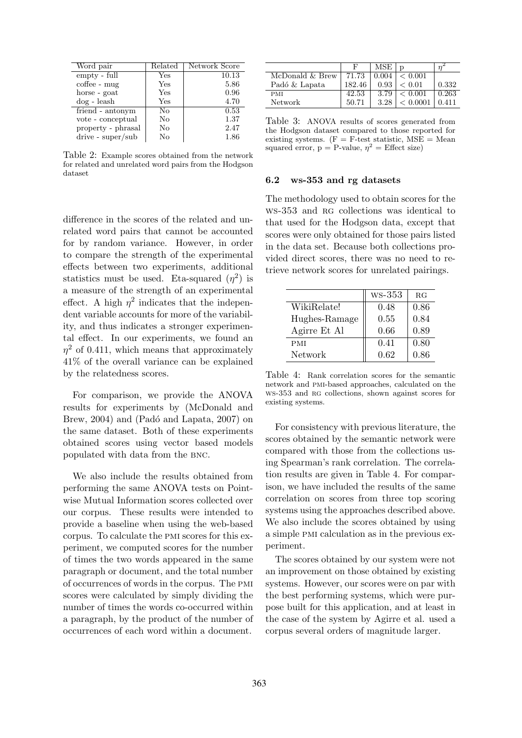| Word pair | Related | Network Score |
|---|---|---|
| empty - full | Yes | 10.13 |
| coffee - mug | Yes | 5.86 |
| horse - goat | Yes | 0.96 |
| dog - leash | Yes | 4.70 |
| friend - antonym | No | 0.53 |
| vote - conceptual | No | 1.37 |
| property - phrasal | No | 2.47 |
| drive - super/sub | No | 1.86 |

Table 2: Example scores obtained from the network for related and unrelated word pairs from the Hodgson dataset

difference in the scores of the related and unrelated word pairs that cannot be accounted for by random variance. However, in order to compare the strength of the experimental effects between two experiments, additional statistics must be used. Eta-squared ($\eta^2$) is a measure of the strength of an experimental effect. A high $\eta^2$ indicates that the independent variable accounts for more of the variability, and thus indicates a stronger experimental effect. In our experiments, we found an $\eta^2$ of 0.411, which means that approximately 41% of the overall variance can be explained by the relatedness scores.

For comparison, we provide the ANOVA results for experiments by (McDonald and Brew, 2004) and (Padó and Lapata, 2007) on the same dataset. Both of these experiments obtained scores using vector based models populated with data from the BNC.

We also include the results obtained from performing the same ANOVA tests on Pointwise Mutual Information scores collected over our corpus. These results were intended to provide a baseline when using the web-based corpus. To calculate the PMI scores for this experiment, we computed scores for the number of times the two words appeared in the same paragraph or document, and the total number of occurrences of words in the corpus. The PMI scores were calculated by simply dividing the number of times the words co-occurred within a paragraph, by the product of the number of occurrences of each word within a document.

| | F | MSE | p | $\eta^2$ |
|---|---|---|---|---|
| McDonald & Brew | 71.73 | 0.004 | $< 0.001$ | |
| Padó & Lapata | 182.46 | 0.93 | $< 0.01$ | 0.332 |
| PMI | 42.53 | 3.79 | $< 0.001$ | 0.263 |
| Network | 50.71 | 3.28 | $< 0.0001$ | 0.411 |

Table 3: ANOVA results of scores generated from the Hodgson dataset compared to those reported for existing systems. (F = F-test statistic, MSE = Mean squared error, p = P-value, $\eta^2$ = Effect size)

### 6.2 ws-353 and rg datasets

The methodology used to obtain scores for the WS-353 and RG collections was identical to that used for the Hodgson data, except that scores were only obtained for those pairs listed in the data set. Because both collections provided direct scores, there was no need to retrieve network scores for unrelated pairings.

| | WS-353 | RG |
|---|---|---|
| WikiRelate! | 0.48 | 0.86 |
| Hughes-Ramage | 0.55 | 0.84 |
| Agirre Et Al | 0.66 | 0.89 |
| PMI | 0.41 | 0.80 |
| Network | 0.62 | 0.86 |

Table 4: Rank correlation scores for the semantic network and PMI-based approaches, calculated on the WS-353 and RG collections, shown against scores for existing systems.

For consistency with previous literature, the scores obtained by the semantic network were compared with those from the collections using Spearman's rank correlation. The correlation results are given in Table 4. For comparison, we have included the results of the same correlation on scores from three top scoring systems using the approaches described above. We also include the scores obtained by using a simple PMI calculation as in the previous experiment.

The scores obtained by our system were not an improvement on those obtained by existing systems. However, our scores were on par with the best performing systems, which were purpose built for this application, and at least in the case of the system by Agirre et al. used a corpus several orders of magnitude larger.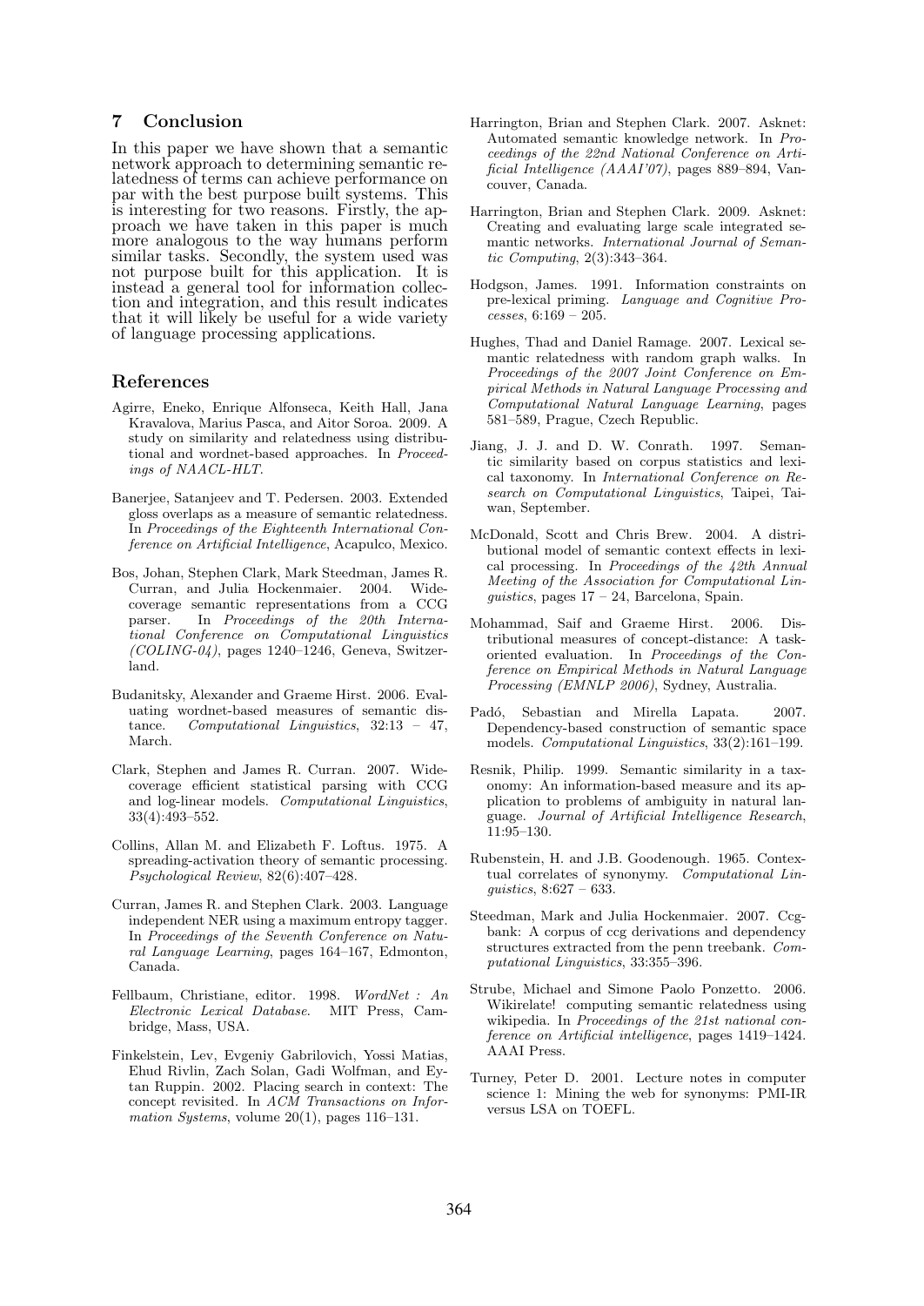## 7 Conclusion

In this paper we have shown that a semantic network approach to determining semantic relatedness of terms can achieve performance on par with the best purpose built systems. This is interesting for two reasons. Firstly, the approach we have taken in this paper is much more analogous to the way humans perform similar tasks. Secondly, the system used was not purpose built for this application. It is instead a general tool for information collection and integration, and this result indicates that it will likely be useful for a wide variety of language processing applications.

## References

Agirre, Eneko, Enrique Alfonseca, Keith Hall, Jana Kravalova, Marius Pasca, and Aitor Soroa. 2009. A study on similarity and relatedness using distributional and wordnet-based approaches. In *Proceedings of NAACL-HLT*.

Banerjee, Satanjeev and T. Pedersen. 2003. Extended gloss overlaps as a measure of semantic relatedness. In *Proceedings of the Eighteenth International Conference on Artificial Intelligence*, Acapulco, Mexico.

Bos, Johan, Stephen Clark, Mark Steedman, James R. Curran, and Julia Hockenmaier. 2004. Wide-coverage semantic representations from a CCG parser. In *Proceedings of the 20th International Conference on Computational Linguistics (COLING-04)*, pages 1240–1246, Geneva, Switzerland.

Budanitsky, Alexander and Graeme Hirst. 2006. Evaluating wordnet-based measures of semantic distance. *Computational Linguistics*, 32:13 – 47, March.

Clark, Stephen and James R. Curran. 2007. Wide-coverage efficient statistical parsing with CCG and log-linear models. *Computational Linguistics*, 33(4):493–552.

Collins, Allan M. and Elizabeth F. Loftus. 1975. A spreading-activation theory of semantic processing. *Psychological Review*, 82(6):407–428.

Curran, James R. and Stephen Clark. 2003. Language independent NER using a maximum entropy tagger. In *Proceedings of the Seventh Conference on Natural Language Learning*, pages 164–167, Edmonton, Canada.

Fellbaum, Christiane, editor. 1998. *WordNet : An Electronic Lexical Database*. MIT Press, Cambridge, Mass, USA.

Finkelstein, Lev, Evgeniy Gabrilovich, Yossi Matias, Ehud Rivlin, Zach Solan, Gadi Wolfman, and Eytan Ruppin. 2002. Placing search in context: The concept revisited. In *ACM Transactions on Information Systems*, volume 20(1), pages 116–131.

Harrington, Brian and Stephen Clark. 2007. Asknet: Automated semantic knowledge network. In *Proceedings of the 22nd National Conference on Artificial Intelligence (AAAI'07)*, pages 889–894, Vancouver, Canada.

Harrington, Brian and Stephen Clark. 2009. Asknet: Creating and evaluating large scale integrated semantic networks. *International Journal of Semantic Computing*, 2(3):343–364.

Hodgson, James. 1991. Information constraints on pre-lexical priming. *Language and Cognitive Processes*, 6:169 – 205.

Hughes, Thad and Daniel Ramage. 2007. Lexical semantic relatedness with random graph walks. In *Proceedings of the 2007 Joint Conference on Empirical Methods in Natural Language Processing and Computational Natural Language Learning*, pages 581–589, Prague, Czech Republic.

Jiang, J. J. and D. W. Conrath. 1997. Semantic similarity based on corpus statistics and lexical taxonomy. In *International Conference on Research on Computational Linguistics*, Taipei, Taiwan, September.

McDonald, Scott and Chris Brew. 2004. A distributional model of semantic context effects in lexical processing. In *Proceedings of the 42th Annual Meeting of the Association for Computational Linguistics*, pages 17 – 24, Barcelona, Spain.

Mohammad, Saif and Graeme Hirst. 2006. Distributional measures of concept-distance: A task-oriented evaluation. In *Proceedings of the Conference on Empirical Methods in Natural Language Processing (EMNLP 2006)*, Sydney, Australia.

Padó, Sebastian and Mirella Lapata. 2007. Dependency-based construction of semantic space models. *Computational Linguistics*, 33(2):161–199.

Resnik, Philip. 1999. Semantic similarity in a taxonomy: An information-based measure and its application to problems of ambiguity in natural language. *Journal of Artificial Intelligence Research*, 11:95–130.

Rubenstein, H. and J.B. Goodenough. 1965. Contextual correlates of synonymy. *Computational Linguistics*, 8:627 – 633.

Steedman, Mark and Julia Hockenmaier. 2007. Ccgbank: A corpus of ccg derivations and dependency structures extracted from the penn treebank. *Computational Linguistics*, 33:355–396.

Strube, Michael and Simone Paolo Ponzetto. 2006. Wikirelate! computing semantic relatedness using wikipedia. In *Proceedings of the 21st national conference on Artificial intelligence*, pages 1419–1424. AAAI Press.

Turney, Peter D. 2001. Lecture notes in computer science 1: Mining the web for synonyms: PMI-IR versus LSA on TOEFL.